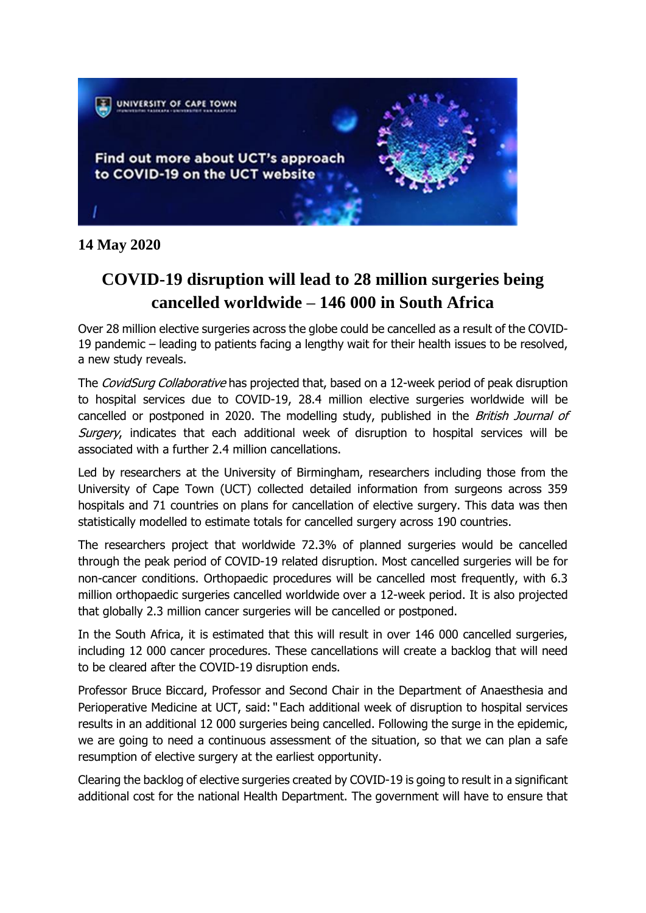**14 May 2020**

# COVID-19 disruption will lead to 28 million surgeries being cancelled worldwide – 146 000 in South Africa

Over 28 million elective surgeries across the globe could be cancelled as a result of the COVID-19 pandemic – leading to patients facing a lengthy wait for their health issues to be resolved, a new study reveals.

The *CovidSurg Collaborative* has projected that, based on a 12-week period of peak disruption to hospital services due to COVID-19, 28.4 million elective surgeries worldwide will be cancelled or postponed in 2020. The modelling study, published in the *British Journal of Surgery*, indicates that each additional week of disruption to hospital services will be associated with a further 2.4 million cancellations.

Led by researchers at the University of Birmingham, researchers including those from the University of Cape Town (UCT) collected detailed information from surgeons across 359 hospitals and 71 countries on plans for cancellation of elective surgery. This data was then statistically modelled to estimate totals for cancelled surgery across 190 countries.

The researchers project that worldwide 72.3% of planned surgeries would be cancelled through the peak period of COVID-19 related disruption. Most cancelled surgeries will be for non-cancer conditions. Orthopaedic procedures will be cancelled most frequently, with 6.3 million orthopaedic surgeries cancelled worldwide over a 12-week period. It is also projected that globally 2.3 million cancer surgeries will be cancelled or postponed.

In the South Africa, it is estimated that this will result in over 146 000 cancelled surgeries, including 12 000 cancer procedures. These cancellations will create a backlog that will need to be cleared after the COVID-19 disruption ends.

Professor Bruce Biccard, Professor and Second Chair in the Department of Anaesthesia and Perioperative Medicine at UCT, said: "Each additional week of disruption to hospital services results in an additional 12 000 surgeries being cancelled. Following the surge in the epidemic, we are going to need a continuous assessment of the situation, so that we can plan a safe resumption of elective surgery at the earliest opportunity.

Clearing the backlog of elective surgeries created by COVID-19 is going to result in a significant additional cost for the national Health Department. The government will have to ensure that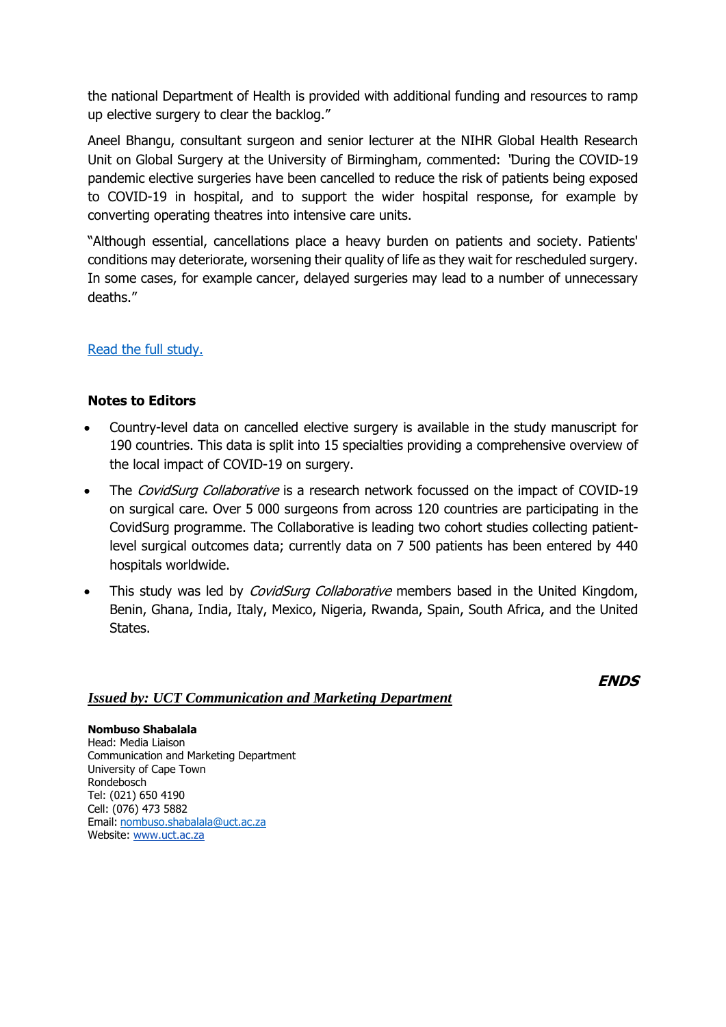the national Department of Health is provided with additional funding and resources to ramp up elective surgery to clear the backlog."

Aneel Bhangu, consultant surgeon and senior lecturer at the NIHR Global Health Research Unit on Global Surgery at the University of Birmingham, commented: "During the COVID-19 pandemic elective surgeries have been cancelled to reduce the risk of patients being exposed to COVID-19 in hospital, and to support the wider hospital response, for example by converting operating theatres into intensive care units.

"Although essential, cancellations place a heavy burden on patients and society. Patients' conditions may deteriorate, worsening their quality of life as they wait for rescheduled surgery. In some cases, for example cancer, delayed surgeries may lead to a number of unnecessary deaths."

[Read the full study.]

**Notes to Editors**

- Country-level data on cancelled elective surgery is available in the study manuscript for 190 countries. This data is split into 15 specialties providing a comprehensive overview of the local impact of COVID-19 on surgery.
- The *CovidSurg Collaborative* is a research network focussed on the impact of COVID-19 on surgical care. Over 5 000 surgeons from across 120 countries are participating in the CovidSurg programme. The Collaborative is leading two cohort studies collecting patient-level surgical outcomes data; currently data on 7 500 patients has been entered by 440 hospitals worldwide.
- This study was led by *CovidSurg Collaborative* members based in the United Kingdom, Benin, Ghana, India, Italy, Mexico, Nigeria, Rwanda, Spain, South Africa, and the United States.

***ENDS***

***Issued by: UCT Communication and Marketing Department***

**Nombuso Shabalala**
Head: Media Liaison
Communication and Marketing Department
University of Cape Town
Rondebosch
Tel: (021) 650 4190
Cell: (076) 473 5882
Email: nombuso.shabalala@uct.ac.za
Website: www.uct.ac.za